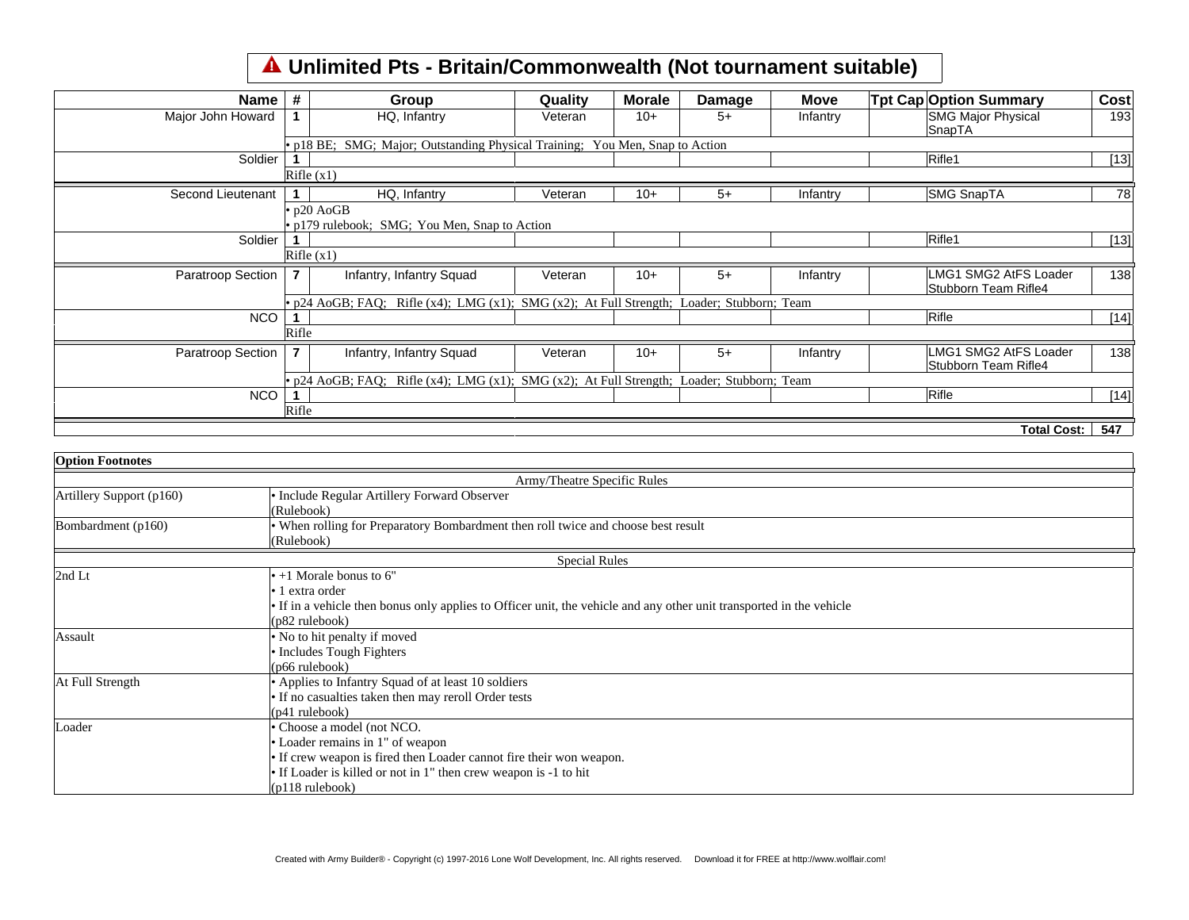# ⚠ Unlimited Pts - Britain/Commonwealth (Not tournament suitable)

| Name | # | Group | Quality | Morale | Damage | Move | Tpt Cap | Option Summary | Cost |
|---|---|---|---|---|---|---|---|---|---|
| Major John Howard | 1 | HQ, Infantry | Veteran | 10+ | 5+ | Infantry | | SMG Major Physical SnapTA | 193 |
| | • p18 BE; SMG; Major; Outstanding Physical Training; You Men, Snap to Action | | | | | | | | |
| Soldier | 1 | | | | | | | Rifle1 | [13] |
| | Rifle (x1) | | | | | | | | |
| Second Lieutenant | 1 | HQ, Infantry | Veteran | 10+ | 5+ | Infantry | | SMG SnapTA | 78 |
| | • p20 AoGB<br>• p179 rulebook; SMG; You Men, Snap to Action | | | | | | | | |
| Soldier | 1 | | | | | | | Rifle1 | [13] |
| | Rifle (x1) | | | | | | | | |
| Paratroop Section | 7 | Infantry, Infantry Squad | Veteran | 10+ | 5+ | Infantry | | LMG1 SMG2 AtFS Loader Stubborn Team Rifle4 | 138 |
| | • p24 AoGB; FAQ; Rifle (x4); LMG (x1); SMG (x2); At Full Strength; Loader; Stubborn; Team | | | | | | | | |
| NCO | 1 | | | | | | | Rifle | [14] |
| | Rifle | | | | | | | | |
| Paratroop Section | 7 | Infantry, Infantry Squad | Veteran | 10+ | 5+ | Infantry | | LMG1 SMG2 AtFS Loader Stubborn Team Rifle4 | 138 |
| | • p24 AoGB; FAQ; Rifle (x4); LMG (x1); SMG (x2); At Full Strength; Loader; Stubborn; Team | | | | | | | | |
| NCO | 1 | | | | | | | Rifle | [14] |
| | Rifle | | | | | | | | |
| | | | | | | | | **Total Cost:** | **547** |

| Option Footnotes | |
|---|---|
| **Army/Theatre Specific Rules** | |
| Artillery Support (p160) | • Include Regular Artillery Forward Observer<br>(Rulebook) |
| Bombardment (p160) | • When rolling for Preparatory Bombardment then roll twice and choose best result<br>(Rulebook) |
| **Special Rules** | |
| 2nd Lt | • +1 Morale bonus to 6"<br>• 1 extra order<br>• If in a vehicle then bonus only applies to Officer unit, the vehicle and any other unit transported in the vehicle<br>(p82 rulebook) |
| Assault | • No to hit penalty if moved<br>• Includes Tough Fighters<br>(p66 rulebook) |
| At Full Strength | • Applies to Infantry Squad of at least 10 soldiers<br>• If no casualties taken then may reroll Order tests<br>(p41 rulebook) |
| Loader | • Choose a model (not NCO.<br>• Loader remains in 1" of weapon<br>• If crew weapon is fired then Loader cannot fire their won weapon.<br>• If Loader is killed or not in 1" then crew weapon is -1 to hit<br>(p118 rulebook) |

Created with Army Builder® - Copyright (c) 1997-2016 Lone Wolf Development, Inc. All rights reserved. Download it for FREE at http://www.wolflair.com!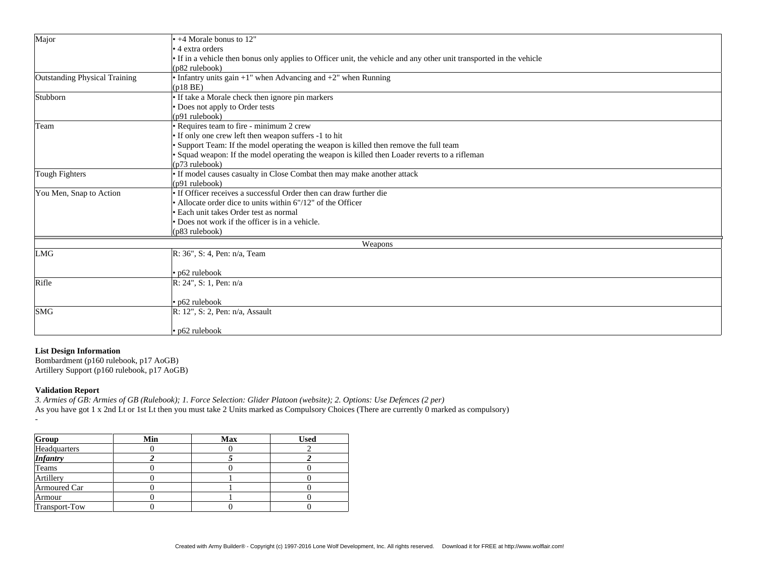| | |
|---|---|
| Major | • +4 Morale bonus to 12"<br>• 4 extra orders<br>• If in a vehicle then bonus only applies to Officer unit, the vehicle and any other unit transported in the vehicle<br>(p82 rulebook) |
| Outstanding Physical Training | • Infantry units gain +1" when Advancing and +2" when Running<br>(p18 BE) |
| Stubborn | • If take a Morale check then ignore pin markers<br>• Does not apply to Order tests<br>(p91 rulebook) |
| Team | • Requires team to fire - minimum 2 crew<br>• If only one crew left then weapon suffers -1 to hit<br>• Support Team: If the model operating the weapon is killed then remove the full team<br>• Squad weapon: If the model operating the weapon is killed then Loader reverts to a rifleman<br>(p73 rulebook) |
| Tough Fighters | • If model causes casualty in Close Combat then may make another attack<br>(p91 rulebook) |
| You Men, Snap to Action | • If Officer receives a successful Order then can draw further die<br>• Allocate order dice to units within 6"/12" of the Officer<br>• Each unit takes Order test as normal<br>• Does not work if the officer is in a vehicle.<br>(p83 rulebook) |

| Weapons | |
|---|---|
| LMG | R: 36", S: 4, Pen: n/a, Team<br><br>• p62 rulebook |
| Rifle | R: 24", S: 1, Pen: n/a<br><br>• p62 rulebook |
| SMG | R: 12", S: 2, Pen: n/a, Assault<br><br>• p62 rulebook |

**List Design Information**
Bombardment (p160 rulebook, p17 AoGB)
Artillery Support (p160 rulebook, p17 AoGB)

**Validation Report**
*3. Armies of GB: Armies of GB (Rulebook); 1. Force Selection: Glider Platoon (website); 2. Options: Use Defences (2 per)*
As you have got 1 x 2nd Lt or 1st Lt then you must take 2 Units marked as Compulsory Choices (There are currently 0 marked as compulsory)
-

| Group | Min | Max | Used |
|---|---|---|---|
| Headquarters | 0 | 0 | 2 |
| ***Infantry*** | ***2*** | ***5*** | ***2*** |
| Teams | 0 | 0 | 0 |
| Artillery | 0 | 1 | 0 |
| Armoured Car | 0 | 1 | 0 |
| Armour | 0 | 1 | 0 |
| Transport-Tow | 0 | 0 | 0 |

Created with Army Builder® - Copyright (c) 1997-2016 Lone Wolf Development, Inc. All rights reserved. Download it for FREE at http://www.wolflair.com!